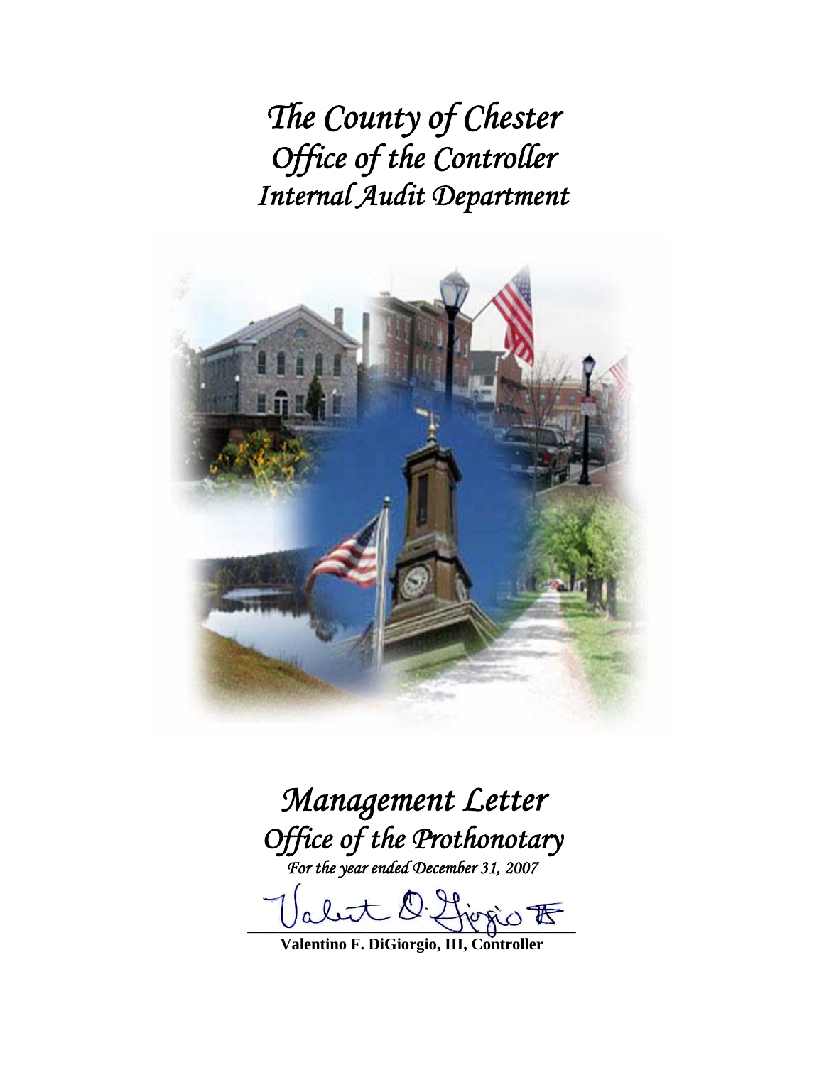# *The County of Chester*
# *Office of the Controller*
# *Internal Audit Department*

# *Management Letter*
## *Office of the Prothonotary*
*For the year ended December 31, 2007*

**Valentino F. DiGiorgio, III, Controller**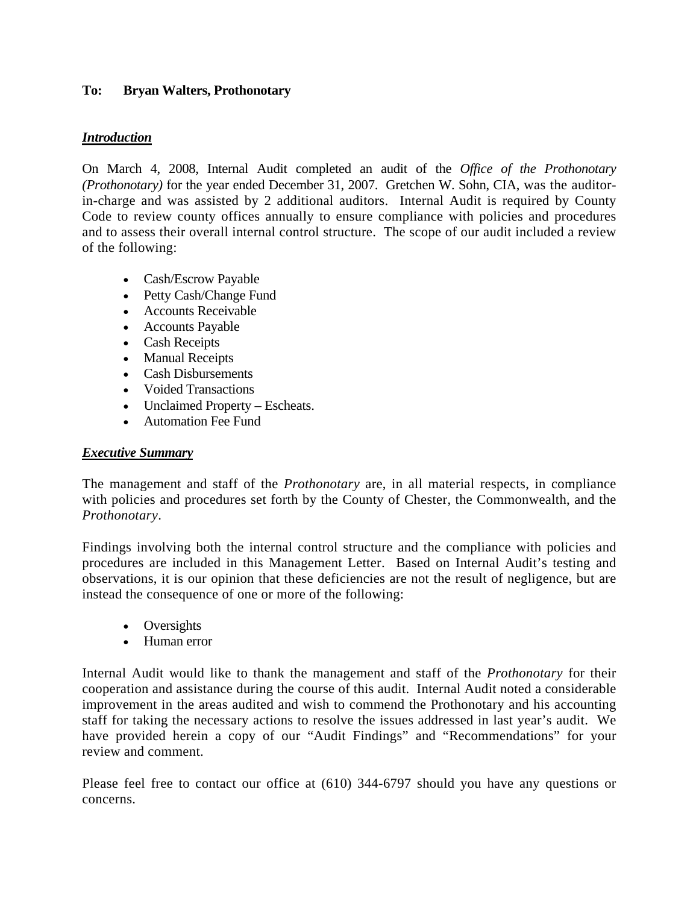**To: Bryan Walters, Prothonotary**

***Introduction***

On March 4, 2008, Internal Audit completed an audit of the *Office of the Prothonotary (Prothonotary)* for the year ended December 31, 2007. Gretchen W. Sohn, CIA, was the auditor-in-charge and was assisted by 2 additional auditors. Internal Audit is required by County Code to review county offices annually to ensure compliance with policies and procedures and to assess their overall internal control structure. The scope of our audit included a review of the following:

- Cash/Escrow Payable
- Petty Cash/Change Fund
- Accounts Receivable
- Accounts Payable
- Cash Receipts
- Manual Receipts
- Cash Disbursements
- Voided Transactions
- Unclaimed Property – Escheats.
- Automation Fee Fund

***Executive Summary***

The management and staff of the *Prothonotary* are, in all material respects, in compliance with policies and procedures set forth by the County of Chester, the Commonwealth, and the *Prothonotary*.

Findings involving both the internal control structure and the compliance with policies and procedures are included in this Management Letter. Based on Internal Audit's testing and observations, it is our opinion that these deficiencies are not the result of negligence, but are instead the consequence of one or more of the following:

- Oversights
- Human error

Internal Audit would like to thank the management and staff of the *Prothonotary* for their cooperation and assistance during the course of this audit. Internal Audit noted a considerable improvement in the areas audited and wish to commend the Prothonotary and his accounting staff for taking the necessary actions to resolve the issues addressed in last year's audit. We have provided herein a copy of our "Audit Findings" and "Recommendations" for your review and comment.

Please feel free to contact our office at (610) 344-6797 should you have any questions or concerns.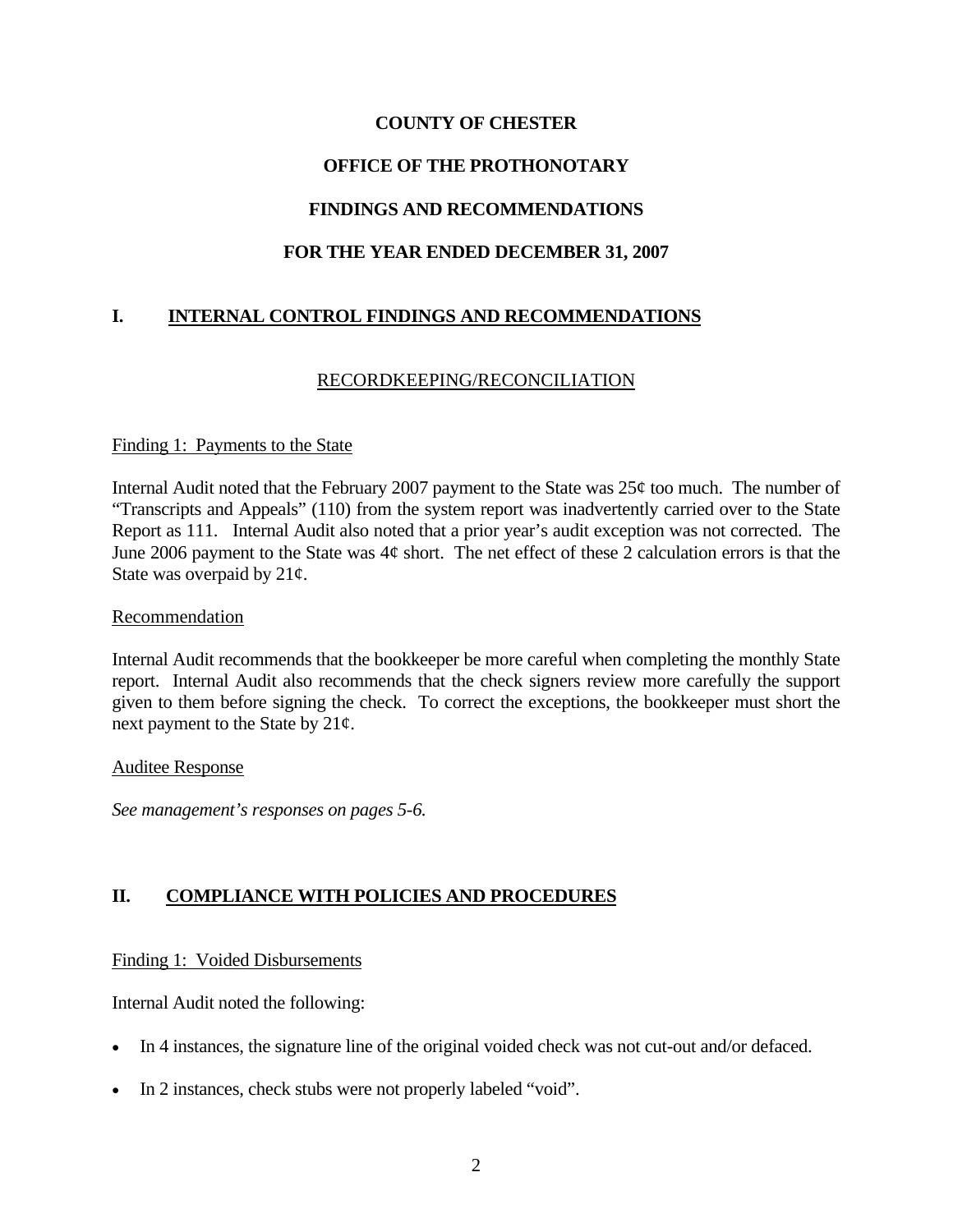# COUNTY OF CHESTER

# OFFICE OF THE PROTHONOTARY

# FINDINGS AND RECOMMENDATIONS

# FOR THE YEAR ENDED DECEMBER 31, 2007

## I. INTERNAL CONTROL FINDINGS AND RECOMMENDATIONS

### RECORDKEEPING/RECONCILIATION

Finding 1: Payments to the State

Internal Audit noted that the February 2007 payment to the State was 25¢ too much. The number of "Transcripts and Appeals" (110) from the system report was inadvertently carried over to the State Report as 111. Internal Audit also noted that a prior year's audit exception was not corrected. The June 2006 payment to the State was 4¢ short. The net effect of these 2 calculation errors is that the State was overpaid by 21¢.

Recommendation

Internal Audit recommends that the bookkeeper be more careful when completing the monthly State report. Internal Audit also recommends that the check signers review more carefully the support given to them before signing the check. To correct the exceptions, the bookkeeper must short the next payment to the State by 21¢.

Auditee Response

*See management's responses on pages 5-6.*

## II. COMPLIANCE WITH POLICIES AND PROCEDURES

Finding 1: Voided Disbursements

Internal Audit noted the following:

- In 4 instances, the signature line of the original voided check was not cut-out and/or defaced.
- In 2 instances, check stubs were not properly labeled "void".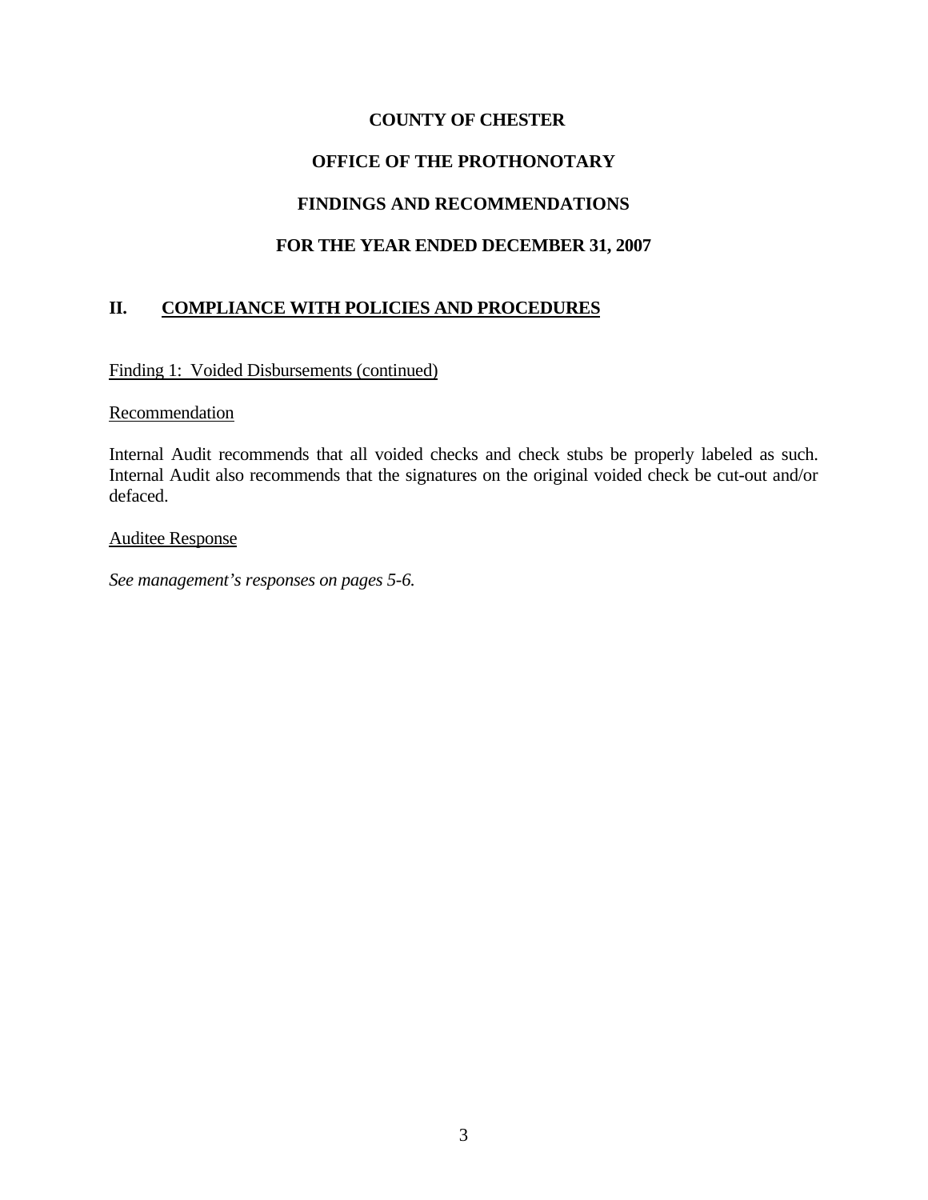**COUNTY OF CHESTER**

**OFFICE OF THE PROTHONOTARY**

**FINDINGS AND RECOMMENDATIONS**

**FOR THE YEAR ENDED DECEMBER 31, 2007**

## II. COMPLIANCE WITH POLICIES AND PROCEDURES

Finding 1: Voided Disbursements (continued)

Recommendation

Internal Audit recommends that all voided checks and check stubs be properly labeled as such. Internal Audit also recommends that the signatures on the original voided check be cut-out and/or defaced.

Auditee Response

*See management's responses on pages 5-6.*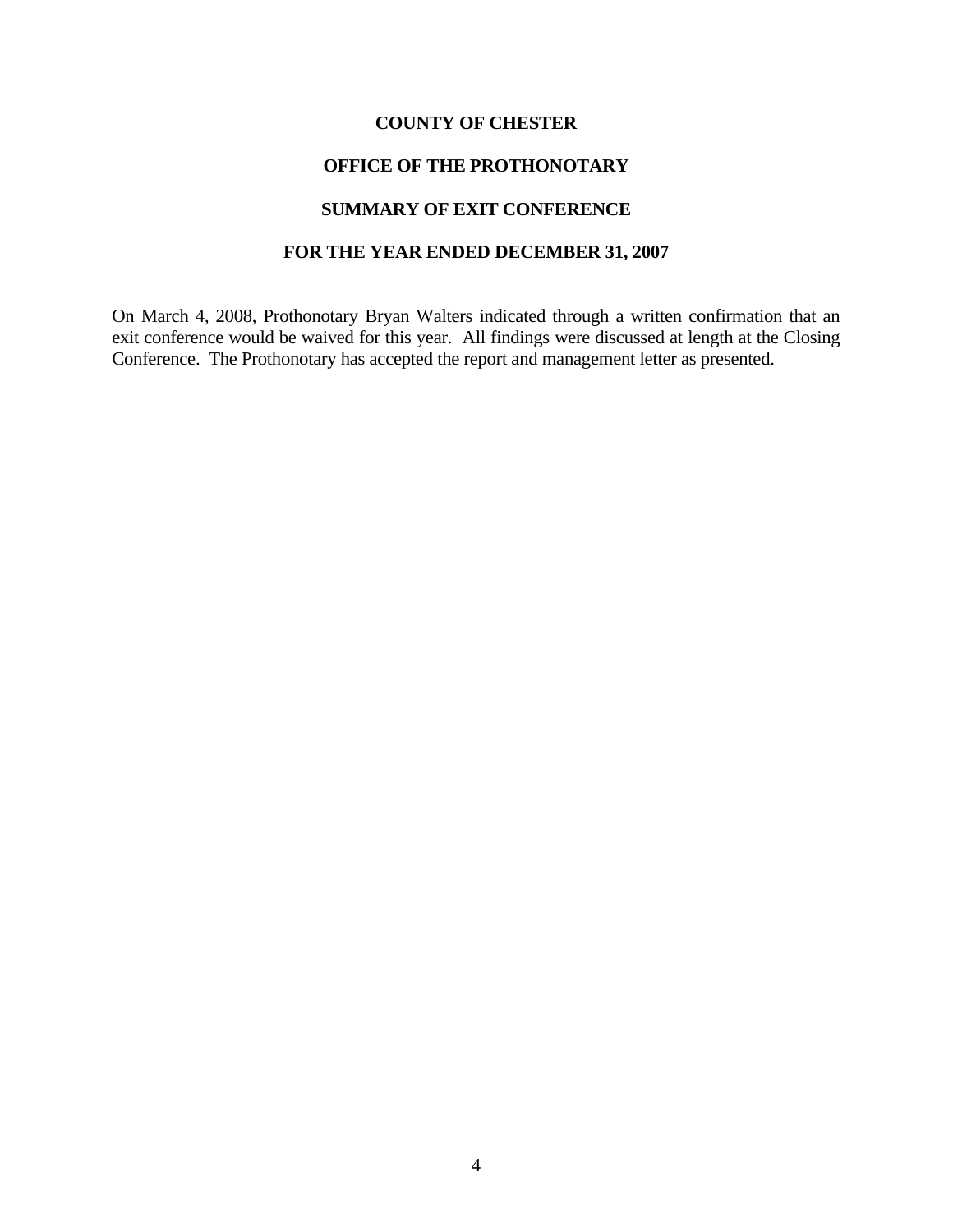**COUNTY OF CHESTER**

**OFFICE OF THE PROTHONOTARY**

**SUMMARY OF EXIT CONFERENCE**

**FOR THE YEAR ENDED DECEMBER 31, 2007**

On March 4, 2008, Prothonotary Bryan Walters indicated through a written confirmation that an exit conference would be waived for this year. All findings were discussed at length at the Closing Conference. The Prothonotary has accepted the report and management letter as presented.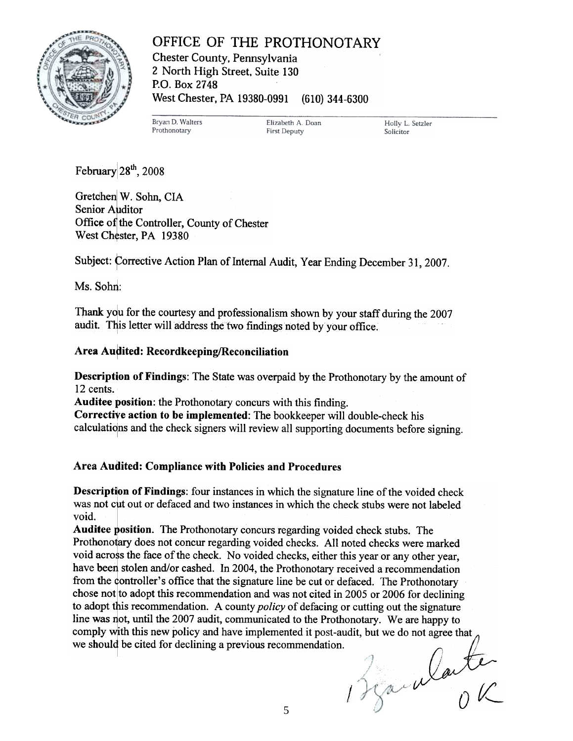# OFFICE OF THE PROTHONOTARY

Chester County, Pennsylvania
2 North High Street, Suite 130
P.O. Box 2748
West Chester, PA 19380-0991 (610) 344-6300

Bryan D. Walters, Prothonotary | Elizabeth A. Doan, First Deputy | Holly L. Setzler, Solicitor

February 28th, 2008

Gretchen W. Sohn, CIA
Senior Auditor
Office of the Controller, County of Chester
West Chester, PA 19380

Subject: Corrective Action Plan of Internal Audit, Year Ending December 31, 2007.

Ms. Sohn:

Thank you for the courtesy and professionalism shown by your staff during the 2007 audit. This letter will address the two findings noted by your office.

**Area Audited: Recordkeeping/Reconciliation**

**Description of Findings**: The State was overpaid by the Prothonotary by the amount of 12 cents.
**Auditee position**: the Prothonotary concurs with this finding.
**Corrective action to be implemented**: The bookkeeper will double-check his calculations and the check signers will review all supporting documents before signing.

**Area Audited: Compliance with Policies and Procedures**

**Description of Findings**: four instances in which the signature line of the voided check was not cut out or defaced and two instances in which the check stubs were not labeled void.
**Auditee position.** The Prothonotary concurs regarding voided check stubs. The Prothonotary does not concur regarding voided checks. All noted checks were marked void across the face of the check. No voided checks, either this year or any other year, have been stolen and/or cashed. In 2004, the Prothonotary received a recommendation from the controller's office that the signature line be cut or defaced. The Prothonotary chose not to adopt this recommendation and was not cited in 2005 or 2006 for declining to adopt this recommendation. A county *policy* of defacing or cutting out the signature line was not, until the 2007 audit, communicated to the Prothonotary. We are happy to comply with this new policy and have implemented it post-audit, but we do not agree that we should be cited for declining a previous recommendation.

Bryan Walters
OK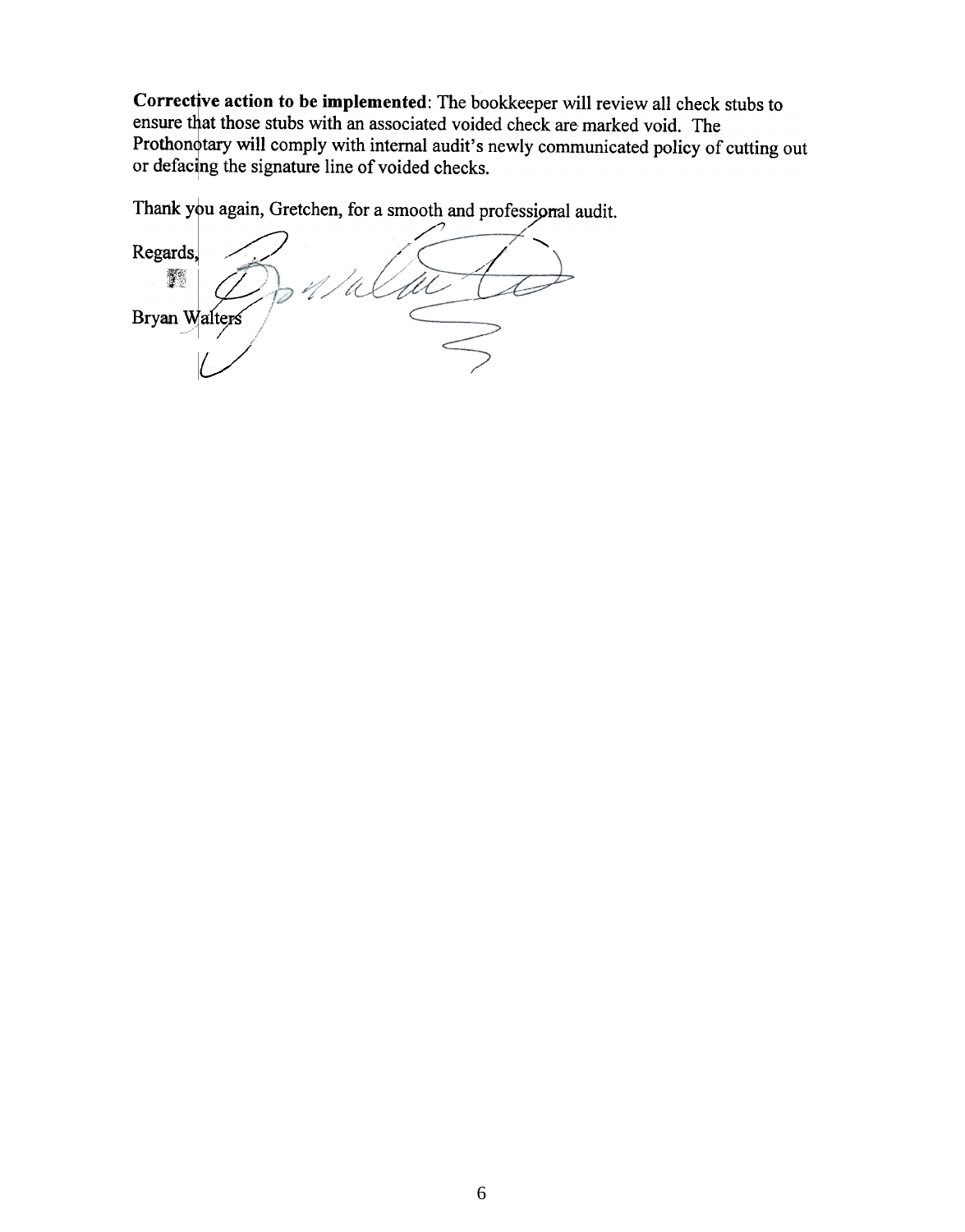**Corrective action to be implemented**: The bookkeeper will review all check stubs to ensure that those stubs with an associated voided check are marked void. The Prothonotary will comply with internal audit's newly communicated policy of cutting out or defacing the signature line of voided checks.

Thank you again, Gretchen, for a smooth and professional audit.

Regards,

Bryan Walters